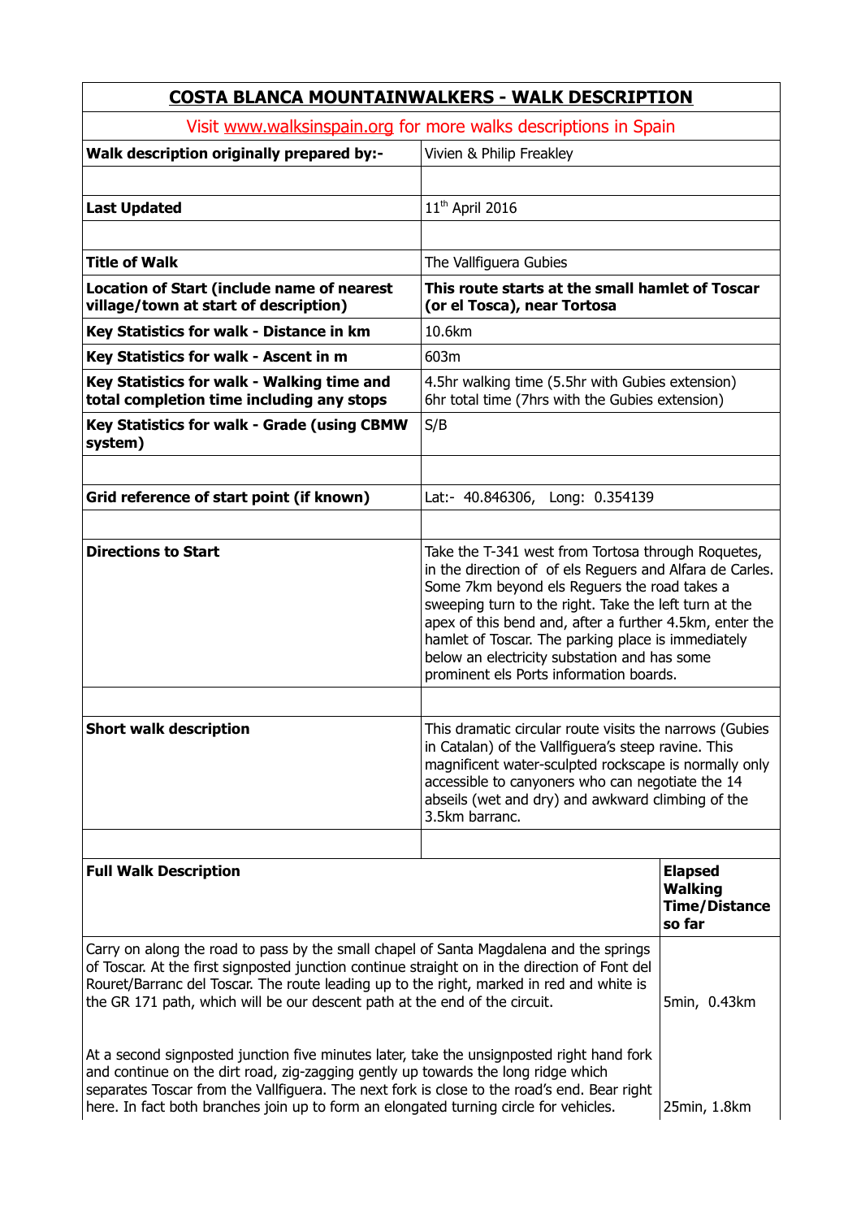# COSTA BLANCA MOUNTAINWALKERS - WALK DESCRIPTION

Visit [www.walksinspain.org](http://www.walksinspain.org) for more walks descriptions in Spain

| | |
|---|---|
| **Walk description originally prepared by:-** | Vivien & Philip Freakley |
| | |
| **Last Updated** | 11th April 2016 |
| | |
| **Title of Walk** | The Vallfiguera Gubies |
| **Location of Start (include name of nearest village/town at start of description)** | **This route starts at the small hamlet of Toscar (or el Tosca), near Tortosa** |
| **Key Statistics for walk - Distance in km** | 10.6km |
| **Key Statistics for walk - Ascent in m** | 603m |
| **Key Statistics for walk - Walking time and total completion time including any stops** | 4.5hr walking time (5.5hr with Gubies extension) 6hr total time (7hrs with the Gubies extension) |
| **Key Statistics for walk - Grade (using CBMW system)** | S/B |
| | |
| **Grid reference of start point (if known)** | Lat:- 40.846306, Long: 0.354139 |
| | |
| **Directions to Start** | Take the T-341 west from Tortosa through Roquetes, in the direction of of els Reguers and Alfara de Carles. Some 7km beyond els Reguers the road takes a sweeping turn to the right. Take the left turn at the apex of this bend and, after a further 4.5km, enter the hamlet of Toscar. The parking place is immediately below an electricity substation and has some prominent els Ports information boards. |
| | |
| **Short walk description** | This dramatic circular route visits the narrows (Gubies in Catalan) of the Vallfiguera's steep ravine. This magnificent water-sculpted rockscape is normally only accessible to canyoners who can negotiate the 14 abseils (wet and dry) and awkward climbing of the 3.5km barranc. |
| | |

| **Full Walk Description** | **Elapsed Walking Time/Distance so far** |
|---|---|
| Carry on along the road to pass by the small chapel of Santa Magdalena and the springs of Toscar. At the first signposted junction continue straight on in the direction of Font del Rouret/Barranc del Toscar. The route leading up to the right, marked in red and white is the GR 171 path, which will be our descent path at the end of the circuit. | 5min, 0.43km |
| At a second signposted junction five minutes later, take the unsignposted right hand fork and continue on the dirt road, zig-zagging gently up towards the long ridge which separates Toscar from the Vallfiguera. The next fork is close to the road's end. Bear right here. In fact both branches join up to form an elongated turning circle for vehicles. | 25min, 1.8km |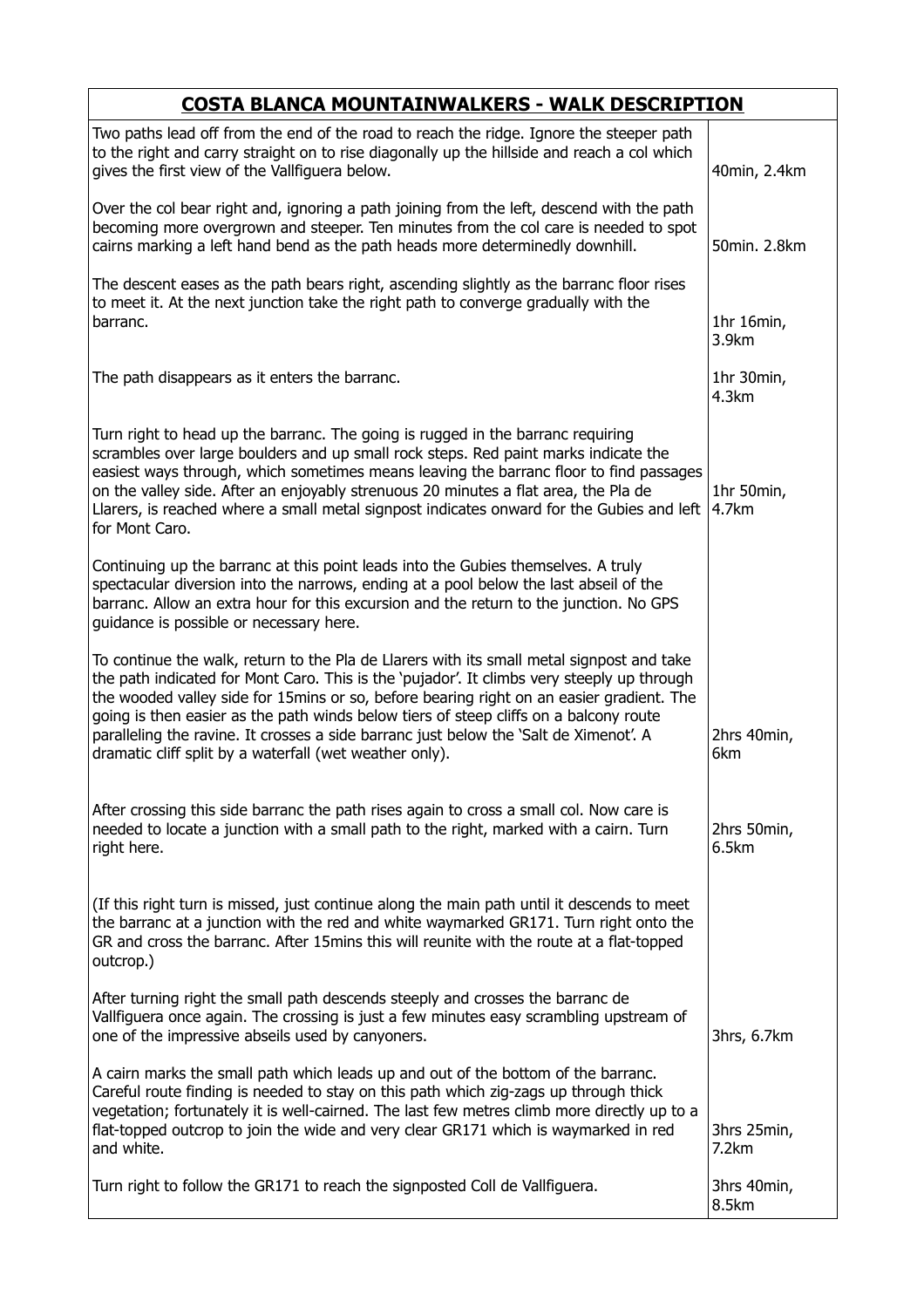| COSTA BLANCA MOUNTAINWALKERS - WALK DESCRIPTION | |
|---|---|
| Two paths lead off from the end of the road to reach the ridge. Ignore the steeper path to the right and carry straight on to rise diagonally up the hillside and reach a col which gives the first view of the Vallfiguera below. | 40min, 2.4km |
| Over the col bear right and, ignoring a path joining from the left, descend with the path becoming more overgrown and steeper. Ten minutes from the col care is needed to spot cairns marking a left hand bend as the path heads more determinedly downhill. | 50min. 2.8km |
| The descent eases as the path bears right, ascending slightly as the barranc floor rises to meet it. At the next junction take the right path to converge gradually with the barranc. | 1hr 16min, 3.9km |
| The path disappears as it enters the barranc. | 1hr 30min, 4.3km |
| Turn right to head up the barranc. The going is rugged in the barranc requiring scrambles over large boulders and up small rock steps. Red paint marks indicate the easiest ways through, which sometimes means leaving the barranc floor to find passages on the valley side. After an enjoyably strenuous 20 minutes a flat area, the Pla de Llarers, is reached where a small metal signpost indicates onward for the Gubies and left for Mont Caro. | 1hr 50min, 4.7km |
| Continuing up the barranc at this point leads into the Gubies themselves. A truly spectacular diversion into the narrows, ending at a pool below the last abseil of the barranc. Allow an extra hour for this excursion and the return to the junction. No GPS guidance is possible or necessary here. | |
| To continue the walk, return to the Pla de Llarers with its small metal signpost and take the path indicated for Mont Caro. This is the 'pujador'. It climbs very steeply up through the wooded valley side for 15mins or so, before bearing right on an easier gradient. The going is then easier as the path winds below tiers of steep cliffs on a balcony route paralleling the ravine. It crosses a side barranc just below the 'Salt de Ximenot'. A dramatic cliff split by a waterfall (wet weather only). | 2hrs 40min, 6km |
| After crossing this side barranc the path rises again to cross a small col. Now care is needed to locate a junction with a small path to the right, marked with a cairn. Turn right here. | 2hrs 50min, 6.5km |
| (If this right turn is missed, just continue along the main path until it descends to meet the barranc at a junction with the red and white waymarked GR171. Turn right onto the GR and cross the barranc. After 15mins this will reunite with the route at a flat-topped outcrop.) | |
| After turning right the small path descends steeply and crosses the barranc de Vallfiguera once again. The crossing is just a few minutes easy scrambling upstream of one of the impressive abseils used by canyoners. | 3hrs, 6.7km |
| A cairn marks the small path which leads up and out of the bottom of the barranc. Careful route finding is needed to stay on this path which zig-zags up through thick vegetation; fortunately it is well-cairned. The last few metres climb more directly up to a flat-topped outcrop to join the wide and very clear GR171 which is waymarked in red and white. | 3hrs 25min, 7.2km |
| Turn right to follow the GR171 to reach the signposted Coll de Vallfiguera. | 3hrs 40min, 8.5km |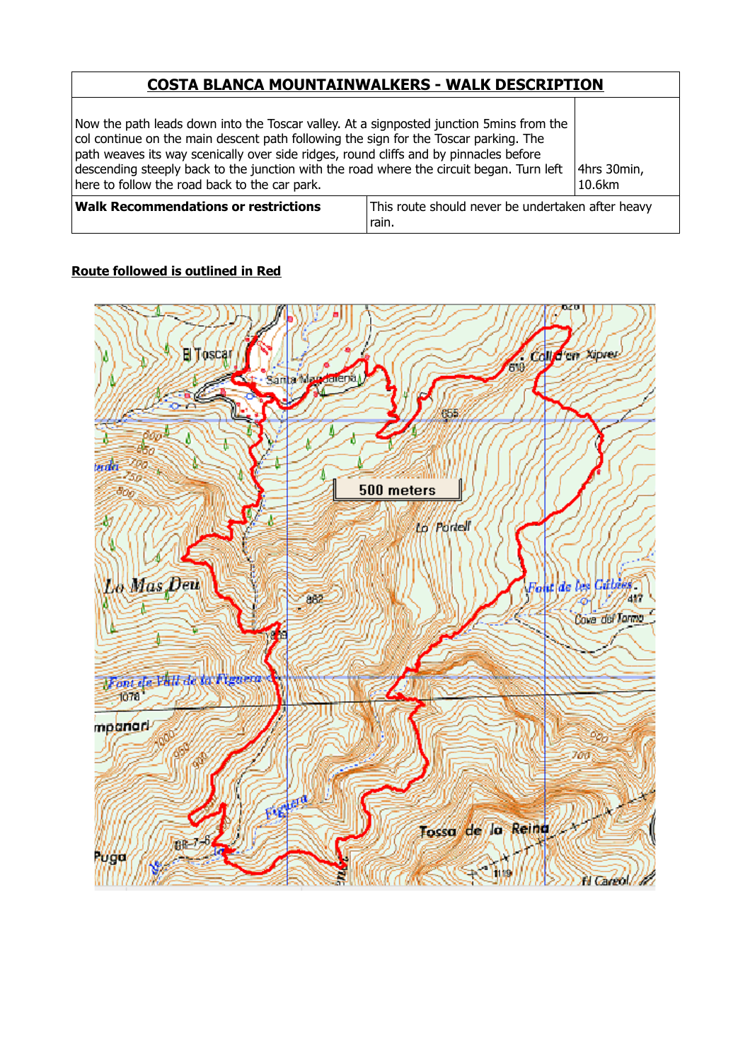| COSTA BLANCA MOUNTAINWALKERS - WALK DESCRIPTION | | |
|---|---|---|
| Now the path leads down into the Toscar valley. At a signposted junction 5mins from the col continue on the main descent path following the sign for the Toscar parking. The path weaves its way scenically over side ridges, round cliffs and by pinnacles before descending steeply back to the junction with the road where the circuit began. Turn left here to follow the road back to the car park. | | 4hrs 30min, 10.6km |
| **Walk Recommendations or restrictions** | This route should never be undertaken after heavy rain. | |

**Route followed is outlined in Red**

El Toscar
Santa Magdalena
Coll d'en Xipre
610
655
500 meters
Lo Portell
Lo Mas Deu
882
Font de les Gubies
417
Cova del Tormo
Font de Vall de la Figuera
1078
Tossa de la Reina
Puga
El Careol